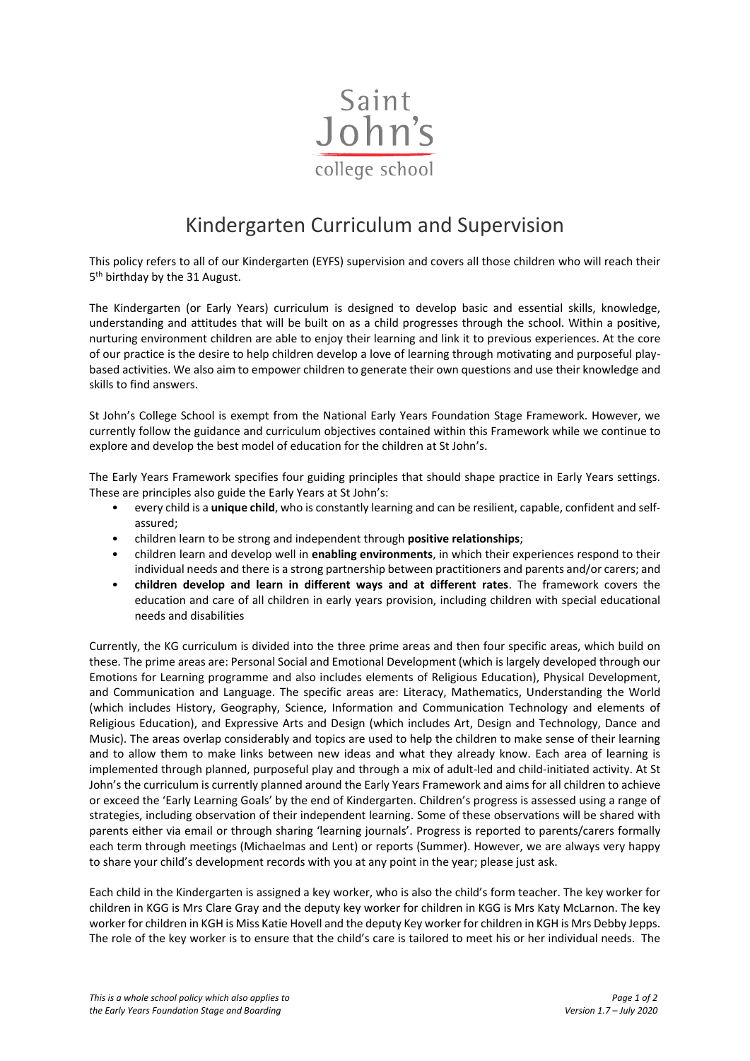# Kindergarten Curriculum and Supervision

This policy refers to all of our Kindergarten (EYFS) supervision and covers all those children who will reach their 5th birthday by the 31 August.

The Kindergarten (or Early Years) curriculum is designed to develop basic and essential skills, knowledge, understanding and attitudes that will be built on as a child progresses through the school. Within a positive, nurturing environment children are able to enjoy their learning and link it to previous experiences. At the core of our practice is the desire to help children develop a love of learning through motivating and purposeful play-based activities. We also aim to empower children to generate their own questions and use their knowledge and skills to find answers.

St John's College School is exempt from the National Early Years Foundation Stage Framework. However, we currently follow the guidance and curriculum objectives contained within this Framework while we continue to explore and develop the best model of education for the children at St John's.

The Early Years Framework specifies four guiding principles that should shape practice in Early Years settings. These are principles also guide the Early Years at St John's:

- every child is a **unique child**, who is constantly learning and can be resilient, capable, confident and self-assured;
- children learn to be strong and independent through **positive relationships**;
- children learn and develop well in **enabling environments**, in which their experiences respond to their individual needs and there is a strong partnership between practitioners and parents and/or carers; and
- **children develop and learn in different ways and at different rates**. The framework covers the education and care of all children in early years provision, including children with special educational needs and disabilities

Currently, the KG curriculum is divided into the three prime areas and then four specific areas, which build on these. The prime areas are: Personal Social and Emotional Development (which is largely developed through our Emotions for Learning programme and also includes elements of Religious Education), Physical Development, and Communication and Language. The specific areas are: Literacy, Mathematics, Understanding the World (which includes History, Geography, Science, Information and Communication Technology and elements of Religious Education), and Expressive Arts and Design (which includes Art, Design and Technology, Dance and Music). The areas overlap considerably and topics are used to help the children to make sense of their learning and to allow them to make links between new ideas and what they already know. Each area of learning is implemented through planned, purposeful play and through a mix of adult-led and child-initiated activity. At St John's the curriculum is currently planned around the Early Years Framework and aims for all children to achieve or exceed the 'Early Learning Goals' by the end of Kindergarten. Children's progress is assessed using a range of strategies, including observation of their independent learning. Some of these observations will be shared with parents either via email or through sharing 'learning journals'. Progress is reported to parents/carers formally each term through meetings (Michaelmas and Lent) or reports (Summer). However, we are always very happy to share your child's development records with you at any point in the year; please just ask.

Each child in the Kindergarten is assigned a key worker, who is also the child's form teacher. The key worker for children in KGG is Mrs Clare Gray and the deputy key worker for children in KGG is Mrs Katy McLarnon. The key worker for children in KGH is Miss Katie Hovell and the deputy Key worker for children in KGH is Mrs Debby Jepps. The role of the key worker is to ensure that the child's care is tailored to meet his or her individual needs. The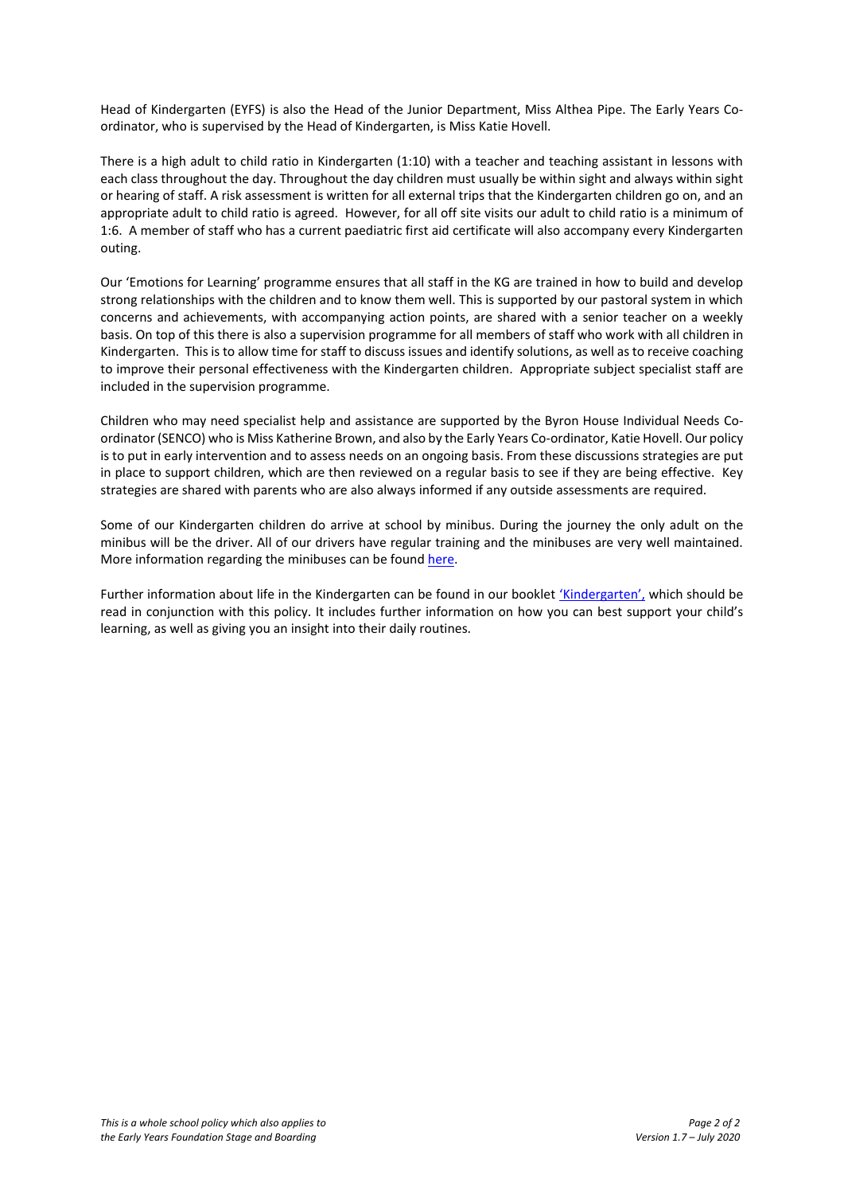Head of Kindergarten (EYFS) is also the Head of the Junior Department, Miss Althea Pipe. The Early Years Co-ordinator, who is supervised by the Head of Kindergarten, is Miss Katie Hovell.

There is a high adult to child ratio in Kindergarten (1:10) with a teacher and teaching assistant in lessons with each class throughout the day. Throughout the day children must usually be within sight and always within sight or hearing of staff. A risk assessment is written for all external trips that the Kindergarten children go on, and an appropriate adult to child ratio is agreed. However, for all off site visits our adult to child ratio is a minimum of 1:6. A member of staff who has a current paediatric first aid certificate will also accompany every Kindergarten outing.

Our 'Emotions for Learning' programme ensures that all staff in the KG are trained in how to build and develop strong relationships with the children and to know them well. This is supported by our pastoral system in which concerns and achievements, with accompanying action points, are shared with a senior teacher on a weekly basis. On top of this there is also a supervision programme for all members of staff who work with all children in Kindergarten. This is to allow time for staff to discuss issues and identify solutions, as well as to receive coaching to improve their personal effectiveness with the Kindergarten children. Appropriate subject specialist staff are included in the supervision programme.

Children who may need specialist help and assistance are supported by the Byron House Individual Needs Co-ordinator (SENCO) who is Miss Katherine Brown, and also by the Early Years Co-ordinator, Katie Hovell. Our policy is to put in early intervention and to assess needs on an ongoing basis. From these discussions strategies are put in place to support children, which are then reviewed on a regular basis to see if they are being effective. Key strategies are shared with parents who are also always informed if any outside assessments are required.

Some of our Kindergarten children do arrive at school by minibus. During the journey the only adult on the minibus will be the driver. All of our drivers have regular training and the minibuses are very well maintained. More information regarding the minibuses can be found here.

Further information about life in the Kindergarten can be found in our booklet 'Kindergarten', which should be read in conjunction with this policy. It includes further information on how you can best support your child's learning, as well as giving you an insight into their daily routines.

*This is a whole school policy which also applies to the Early Years Foundation Stage and Boarding*

*Version 1.7 – July 2020*